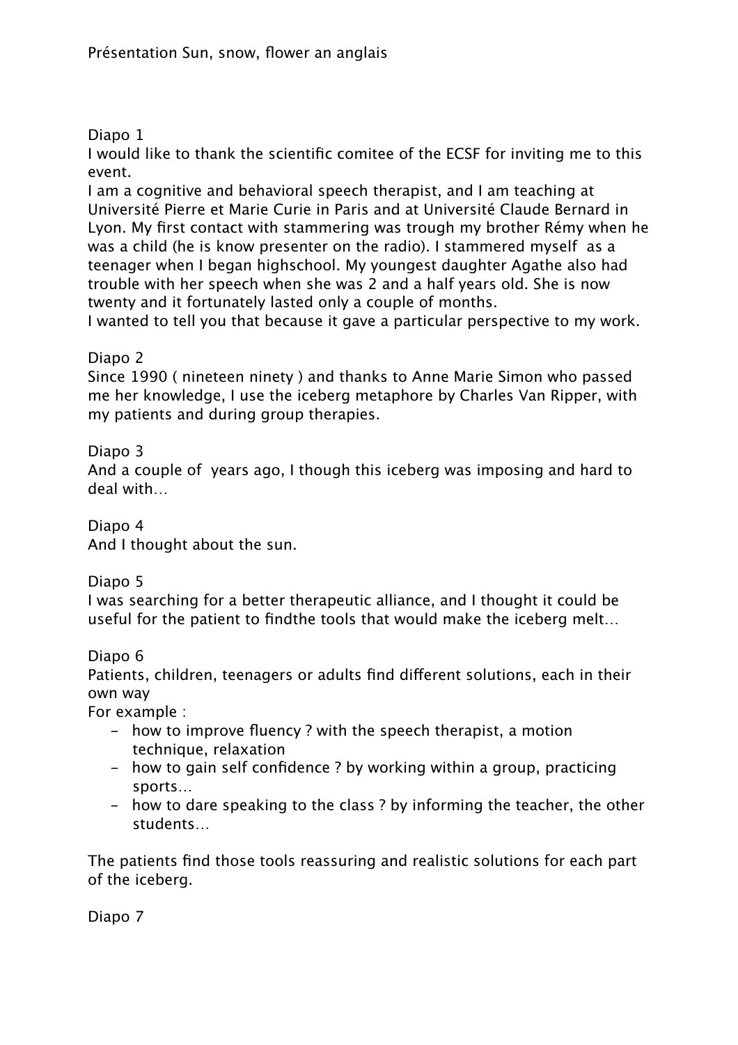Présentation Sun, snow, flower an anglais

Diapo 1

I would like to thank the scientific comitee of the ECSF for inviting me to this event.

I am a cognitive and behavioral speech therapist, and I am teaching at Université Pierre et Marie Curie in Paris and at Université Claude Bernard in Lyon. My first contact with stammering was trough my brother Rémy when he was a child (he is know presenter on the radio). I stammered myself as a teenager when I began highschool. My youngest daughter Agathe also had trouble with her speech when she was 2 and a half years old. She is now twenty and it fortunately lasted only a couple of months.

I wanted to tell you that because it gave a particular perspective to my work.

Diapo 2

Since 1990 ( nineteen ninety ) and thanks to Anne Marie Simon who passed me her knowledge, I use the iceberg metaphore by Charles Van Ripper, with my patients and during group therapies.

Diapo 3

And a couple of years ago, I though this iceberg was imposing and hard to deal with…

Diapo 4

And I thought about the sun.

Diapo 5

I was searching for a better therapeutic alliance, and I thought it could be useful for the patient to findthe tools that would make the iceberg melt…

Diapo 6

Patients, children, teenagers or adults find different solutions, each in their own way

For example :

- how to improve fluency ? with the speech therapist, a motion technique, relaxation
- how to gain self confidence ? by working within a group, practicing sports…
- how to dare speaking to the class ? by informing the teacher, the other students…

The patients find those tools reassuring and realistic solutions for each part of the iceberg.

Diapo 7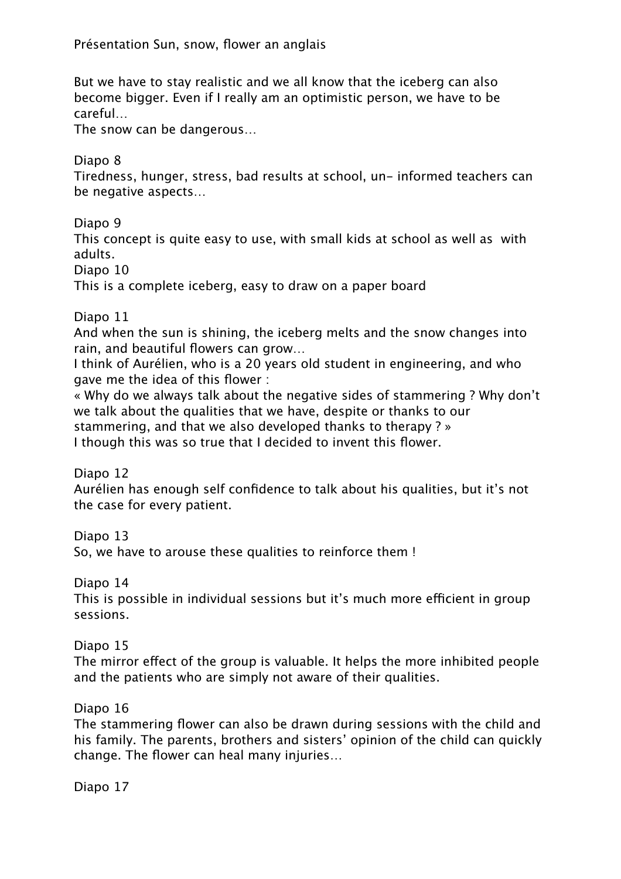But we have to stay realistic and we all know that the iceberg can also become bigger. Even if I really am an optimistic person, we have to be careful…

The snow can be dangerous…

Diapo 8

Tiredness, hunger, stress, bad results at school, un- informed teachers can be negative aspects…

Diapo 9

This concept is quite easy to use, with small kids at school as well as with adults.

Diapo 10

This is a complete iceberg, easy to draw on a paper board

Diapo 11

And when the sun is shining, the iceberg melts and the snow changes into rain, and beautiful flowers can grow…

I think of Aurélien, who is a 20 years old student in engineering, and who gave me the idea of this flower :

« Why do we always talk about the negative sides of stammering ? Why don't we talk about the qualities that we have, despite or thanks to our stammering, and that we also developed thanks to therapy ? »

I though this was so true that I decided to invent this flower.

Diapo 12

Aurélien has enough self confidence to talk about his qualities, but it's not the case for every patient.

Diapo 13

So, we have to arouse these qualities to reinforce them !

Diapo 14

This is possible in individual sessions but it's much more efficient in group sessions.

Diapo 15

The mirror effect of the group is valuable. It helps the more inhibited people and the patients who are simply not aware of their qualities.

Diapo 16

The stammering flower can also be drawn during sessions with the child and his family. The parents, brothers and sisters' opinion of the child can quickly change. The flower can heal many injuries…

Diapo 17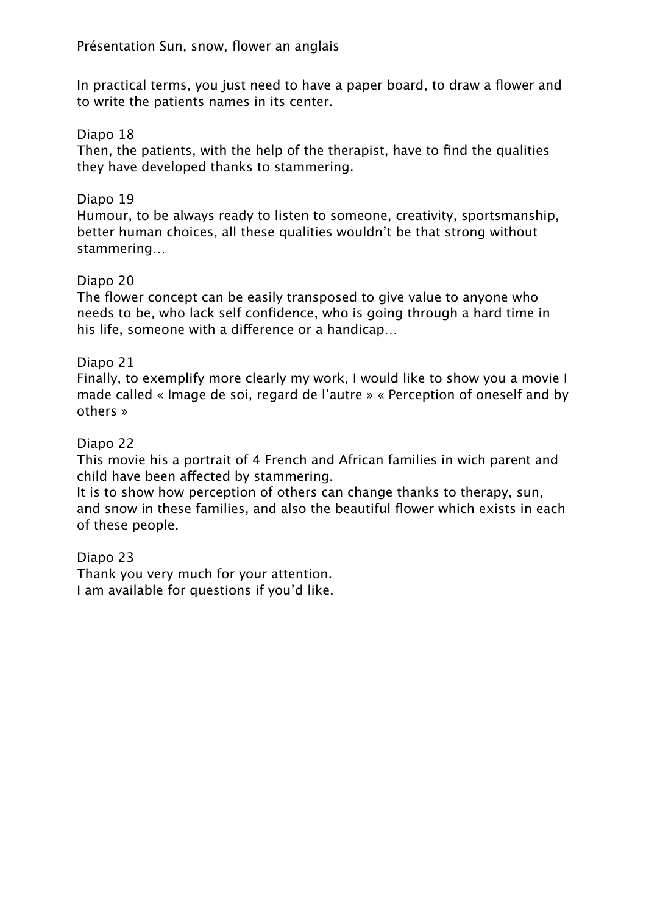Présentation Sun, snow, flower an anglais

In practical terms, you just need to have a paper board, to draw a flower and to write the patients names in its center.

Diapo 18

Then, the patients, with the help of the therapist, have to find the qualities they have developed thanks to stammering.

Diapo 19

Humour, to be always ready to listen to someone, creativity, sportsmanship, better human choices, all these qualities wouldn't be that strong without stammering…

Diapo 20

The flower concept can be easily transposed to give value to anyone who needs to be, who lack self confidence, who is going through a hard time in his life, someone with a difference or a handicap…

Diapo 21

Finally, to exemplify more clearly my work, I would like to show you a movie I made called « Image de soi, regard de l'autre » « Perception of oneself and by others »

Diapo 22

This movie his a portrait of 4 French and African families in wich parent and child have been affected by stammering.

It is to show how perception of others can change thanks to therapy, sun, and snow in these families, and also the beautiful flower which exists in each of these people.

Diapo 23

Thank you very much for your attention.

I am available for questions if you'd like.